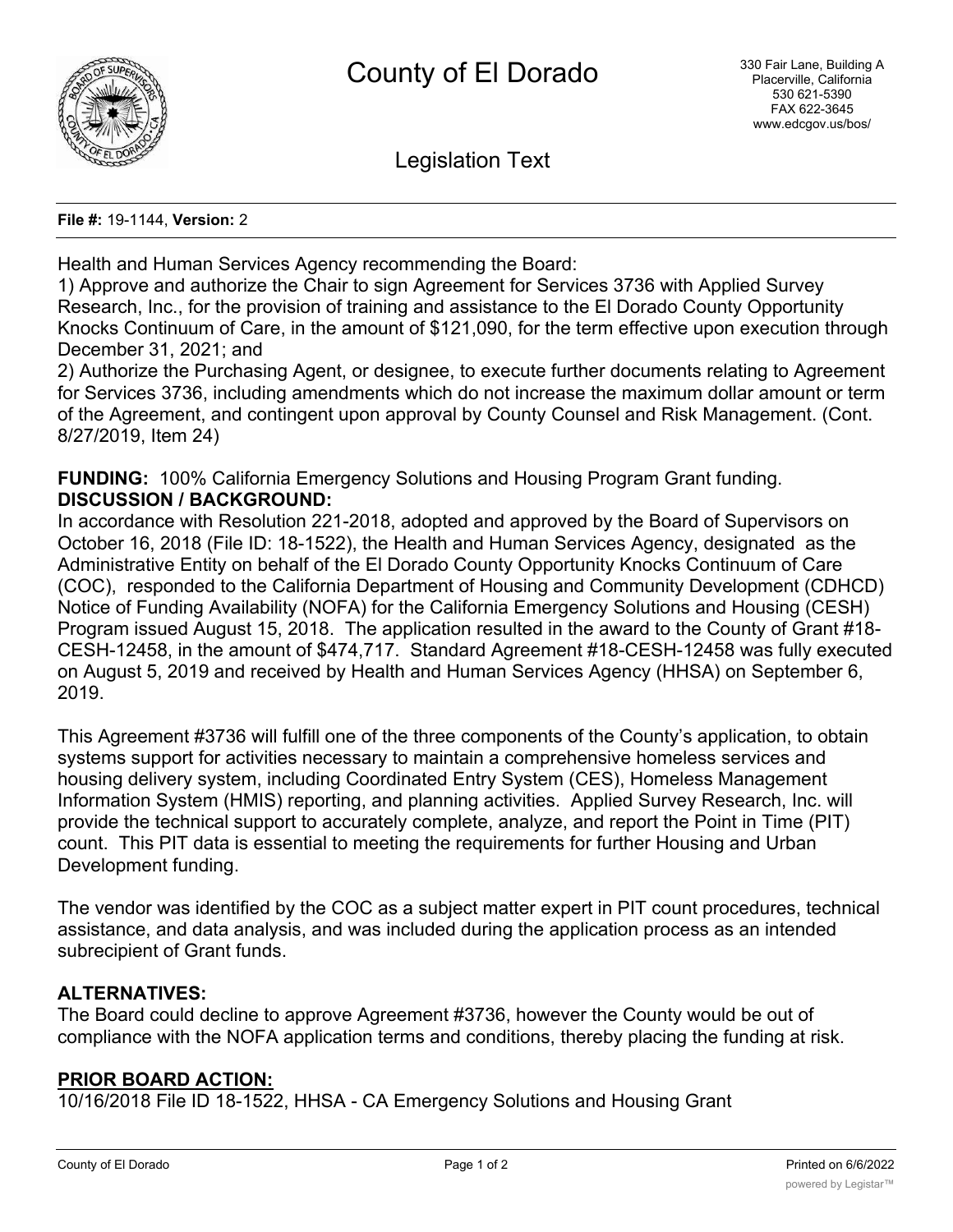# County of El Dorado

330 Fair Lane, Building A
Placerville, California
530 621-5390
FAX 622-3645
www.edcgov.us/bos/

## Legislation Text

**File #:** 19-1144, **Version:** 2

Health and Human Services Agency recommending the Board:
1) Approve and authorize the Chair to sign Agreement for Services 3736 with Applied Survey Research, Inc., for the provision of training and assistance to the El Dorado County Opportunity Knocks Continuum of Care, in the amount of $121,090, for the term effective upon execution through December 31, 2021; and
2) Authorize the Purchasing Agent, or designee, to execute further documents relating to Agreement for Services 3736, including amendments which do not increase the maximum dollar amount or term of the Agreement, and contingent upon approval by County Counsel and Risk Management. (Cont. 8/27/2019, Item 24)

**FUNDING:** 100% California Emergency Solutions and Housing Program Grant funding.
**DISCUSSION / BACKGROUND:**
In accordance with Resolution 221-2018, adopted and approved by the Board of Supervisors on October 16, 2018 (File ID: 18-1522), the Health and Human Services Agency, designated as the Administrative Entity on behalf of the El Dorado County Opportunity Knocks Continuum of Care (COC), responded to the California Department of Housing and Community Development (CDHCD) Notice of Funding Availability (NOFA) for the California Emergency Solutions and Housing (CESH) Program issued August 15, 2018. The application resulted in the award to the County of Grant #18-CESH-12458, in the amount of $474,717. Standard Agreement #18-CESH-12458 was fully executed on August 5, 2019 and received by Health and Human Services Agency (HHSA) on September 6, 2019.

This Agreement #3736 will fulfill one of the three components of the County's application, to obtain systems support for activities necessary to maintain a comprehensive homeless services and housing delivery system, including Coordinated Entry System (CES), Homeless Management Information System (HMIS) reporting, and planning activities. Applied Survey Research, Inc. will provide the technical support to accurately complete, analyze, and report the Point in Time (PIT) count. This PIT data is essential to meeting the requirements for further Housing and Urban Development funding.

The vendor was identified by the COC as a subject matter expert in PIT count procedures, technical assistance, and data analysis, and was included during the application process as an intended subrecipient of Grant funds.

**ALTERNATIVES:**
The Board could decline to approve Agreement #3736, however the County would be out of compliance with the NOFA application terms and conditions, thereby placing the funding at risk.

**PRIOR BOARD ACTION:**
10/16/2018 File ID 18-1522, HHSA - CA Emergency Solutions and Housing Grant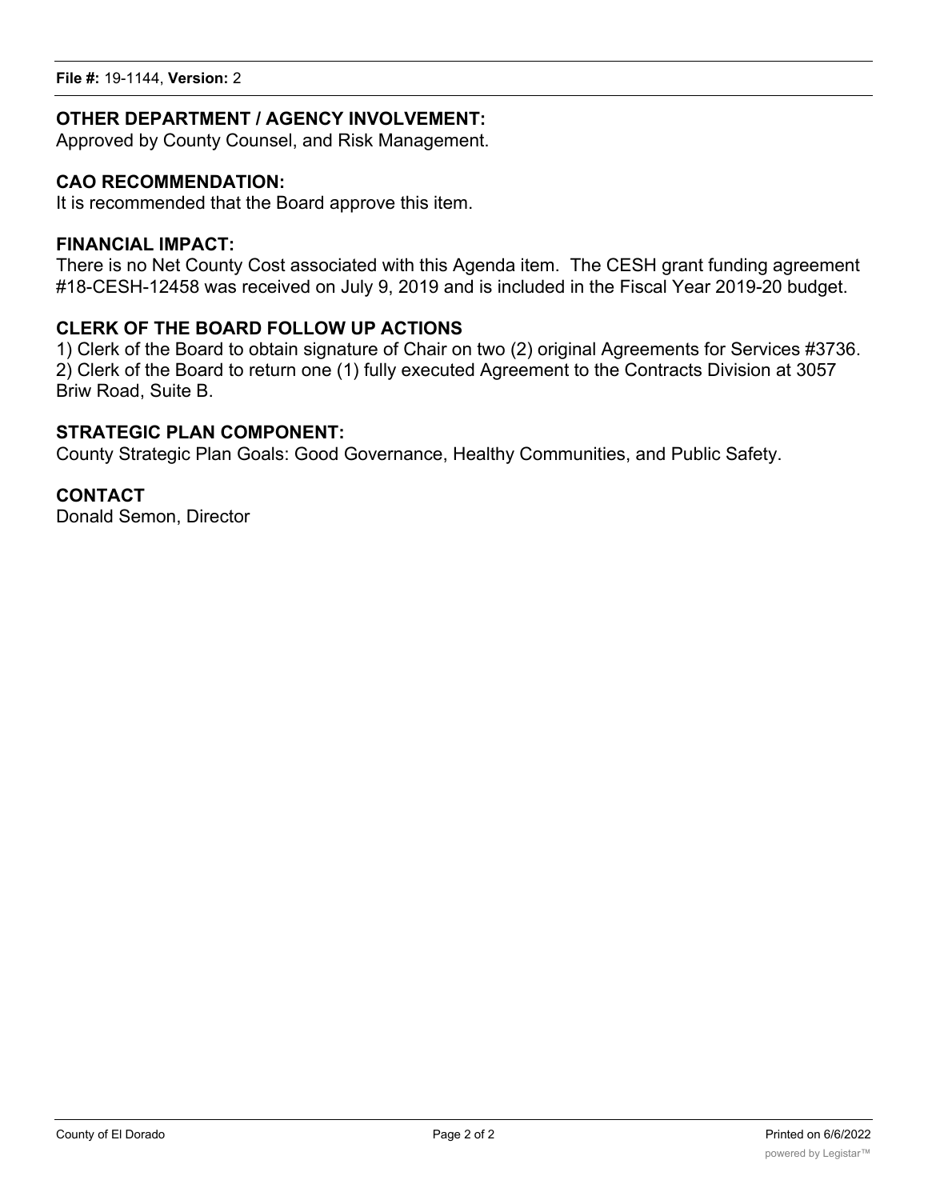**OTHER DEPARTMENT / AGENCY INVOLVEMENT:**
Approved by County Counsel, and Risk Management.

**CAO RECOMMENDATION:**
It is recommended that the Board approve this item.

**FINANCIAL IMPACT:**
There is no Net County Cost associated with this Agenda item. The CESH grant funding agreement #18-CESH-12458 was received on July 9, 2019 and is included in the Fiscal Year 2019-20 budget.

**CLERK OF THE BOARD FOLLOW UP ACTIONS**
1) Clerk of the Board to obtain signature of Chair on two (2) original Agreements for Services #3736.
2) Clerk of the Board to return one (1) fully executed Agreement to the Contracts Division at 3057 Briw Road, Suite B.

**STRATEGIC PLAN COMPONENT:**
County Strategic Plan Goals: Good Governance, Healthy Communities, and Public Safety.

**CONTACT**
Donald Semon, Director